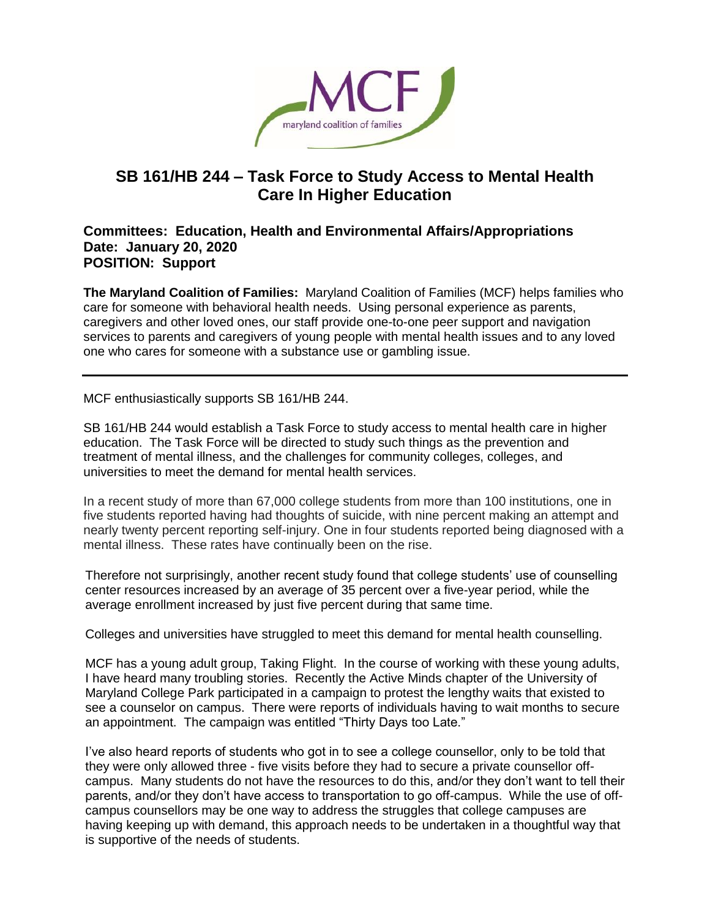# SB 161/HB 244 – Task Force to Study Access to Mental Health Care In Higher Education

**Committees: Education, Health and Environmental Affairs/Appropriations**
**Date: January 20, 2020**
**POSITION: Support**

**The Maryland Coalition of Families:** Maryland Coalition of Families (MCF) helps families who care for someone with behavioral health needs. Using personal experience as parents, caregivers and other loved ones, our staff provide one-to-one peer support and navigation services to parents and caregivers of young people with mental health issues and to any loved one who cares for someone with a substance use or gambling issue.

---

MCF enthusiastically supports SB 161/HB 244.

SB 161/HB 244 would establish a Task Force to study access to mental health care in higher education. The Task Force will be directed to study such things as the prevention and treatment of mental illness, and the challenges for community colleges, colleges, and universities to meet the demand for mental health services.

In a recent study of more than 67,000 college students from more than 100 institutions, one in five students reported having had thoughts of suicide, with nine percent making an attempt and nearly twenty percent reporting self-injury. One in four students reported being diagnosed with a mental illness. These rates have continually been on the rise.

Therefore not surprisingly, another recent study found that college students' use of counselling center resources increased by an average of 35 percent over a five-year period, while the average enrollment increased by just five percent during that same time.

Colleges and universities have struggled to meet this demand for mental health counselling.

MCF has a young adult group, Taking Flight. In the course of working with these young adults, I have heard many troubling stories. Recently the Active Minds chapter of the University of Maryland College Park participated in a campaign to protest the lengthy waits that existed to see a counselor on campus. There were reports of individuals having to wait months to secure an appointment. The campaign was entitled "Thirty Days too Late."

I've also heard reports of students who got in to see a college counsellor, only to be told that they were only allowed three - five visits before they had to secure a private counsellor off-campus. Many students do not have the resources to do this, and/or they don't want to tell their parents, and/or they don't have access to transportation to go off-campus. While the use of off-campus counsellors may be one way to address the struggles that college campuses are having keeping up with demand, this approach needs to be undertaken in a thoughtful way that is supportive of the needs of students.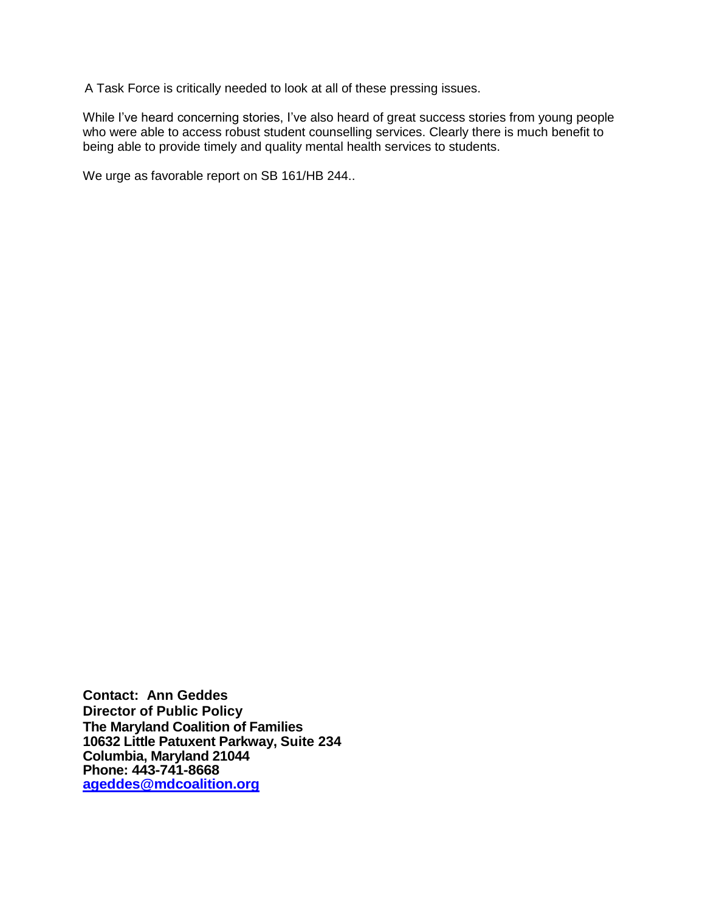A Task Force is critically needed to look at all of these pressing issues.

While I've heard concerning stories, I've also heard of great success stories from young people who were able to access robust student counselling services. Clearly there is much benefit to being able to provide timely and quality mental health services to students.

We urge as favorable report on SB 161/HB 244..

**Contact: Ann Geddes**
**Director of Public Policy**
**The Maryland Coalition of Families**
**10632 Little Patuxent Parkway, Suite 234**
**Columbia, Maryland 21044**
**Phone: 443-741-8668**
**ageddes@mdcoalition.org**